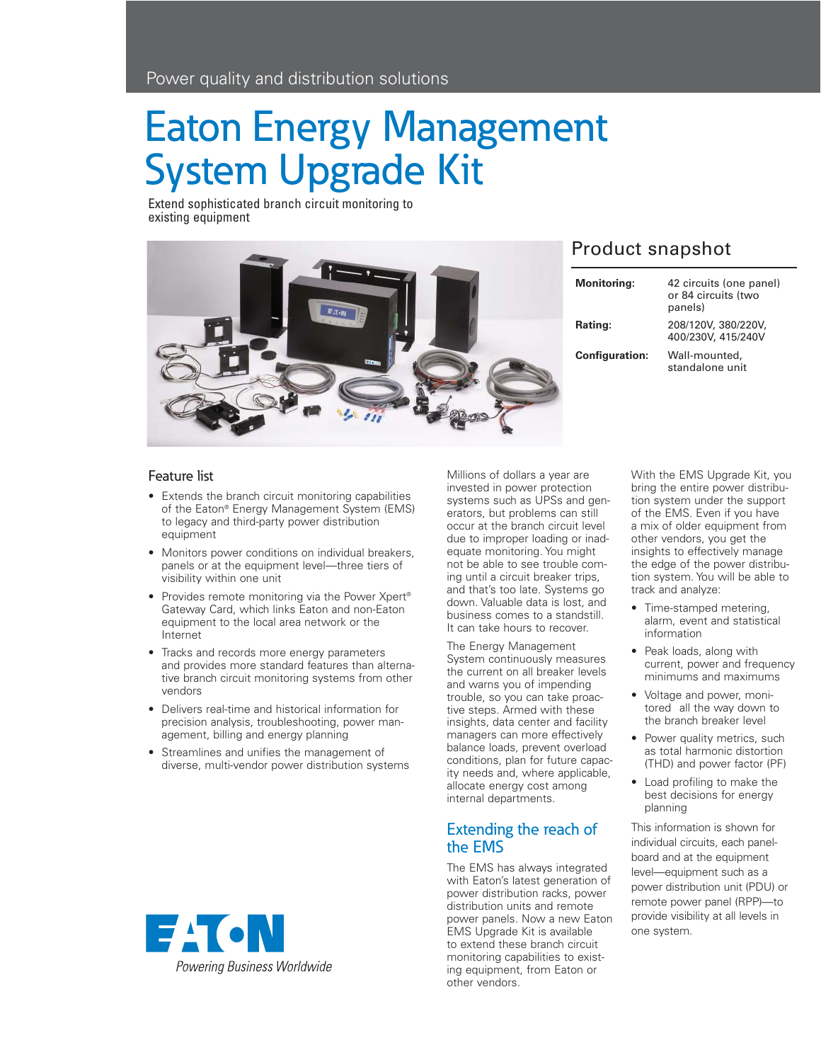Power quality and distribution solutions

# Eaton Energy Management System Upgrade Kit

Extend sophisticated branch circuit monitoring to existing equipment

## Product snapshot

| | |
|---|---|
| **Monitoring:** | 42 circuits (one panel) or 84 circuits (two panels) |
| **Rating:** | 208/120V, 380/220V, 400/230V, 415/240V |
| **Configuration:** | Wall-mounted, standalone unit |

## Feature list

- Extends the branch circuit monitoring capabilities of the Eaton® Energy Management System (EMS) to legacy and third-party power distribution equipment
- Monitors power conditions on individual breakers, panels or at the equipment level—three tiers of visibility within one unit
- Provides remote monitoring via the Power Xpert® Gateway Card, which links Eaton and non-Eaton equipment to the local area network or the Internet
- Tracks and records more energy parameters and provides more standard features than alternative branch circuit monitoring systems from other vendors
- Delivers real-time and historical information for precision analysis, troubleshooting, power management, billing and energy planning
- Streamlines and unifies the management of diverse, multi-vendor power distribution systems

Millions of dollars a year are invested in power protection systems such as UPSs and generators, but problems can still occur at the branch circuit level due to improper loading or inadequate monitoring. You might not be able to see trouble coming until a circuit breaker trips, and that's too late. Systems go down. Valuable data is lost, and business comes to a standstill. It can take hours to recover.

The Energy Management System continuously measures the current on all breaker levels and warns you of impending trouble, so you can take proactive steps. Armed with these insights, data center and facility managers can more effectively balance loads, prevent overload conditions, plan for future capacity needs and, where applicable, allocate energy cost among internal departments.

## Extending the reach of the EMS

The EMS has always integrated with Eaton's latest generation of power distribution racks, power distribution units and remote power panels. Now a new Eaton EMS Upgrade Kit is available to extend these branch circuit monitoring capabilities to existing equipment, from Eaton or other vendors.

With the EMS Upgrade Kit, you bring the entire power distribution system under the support of the EMS. Even if you have a mix of older equipment from other vendors, you get the insights to effectively manage the edge of the power distribution system. You will be able to track and analyze:

- Time-stamped metering, alarm, event and statistical information
- Peak loads, along with current, power and frequency minimums and maximums
- Voltage and power, monitored all the way down to the branch breaker level
- Power quality metrics, such as total harmonic distortion (THD) and power factor (PF)
- Load profiling to make the best decisions for energy planning

This information is shown for individual circuits, each panelboard and at the equipment level—equipment such as a power distribution unit (PDU) or remote power panel (RPP)—to provide visibility at all levels in one system.

EATON

*Powering Business Worldwide*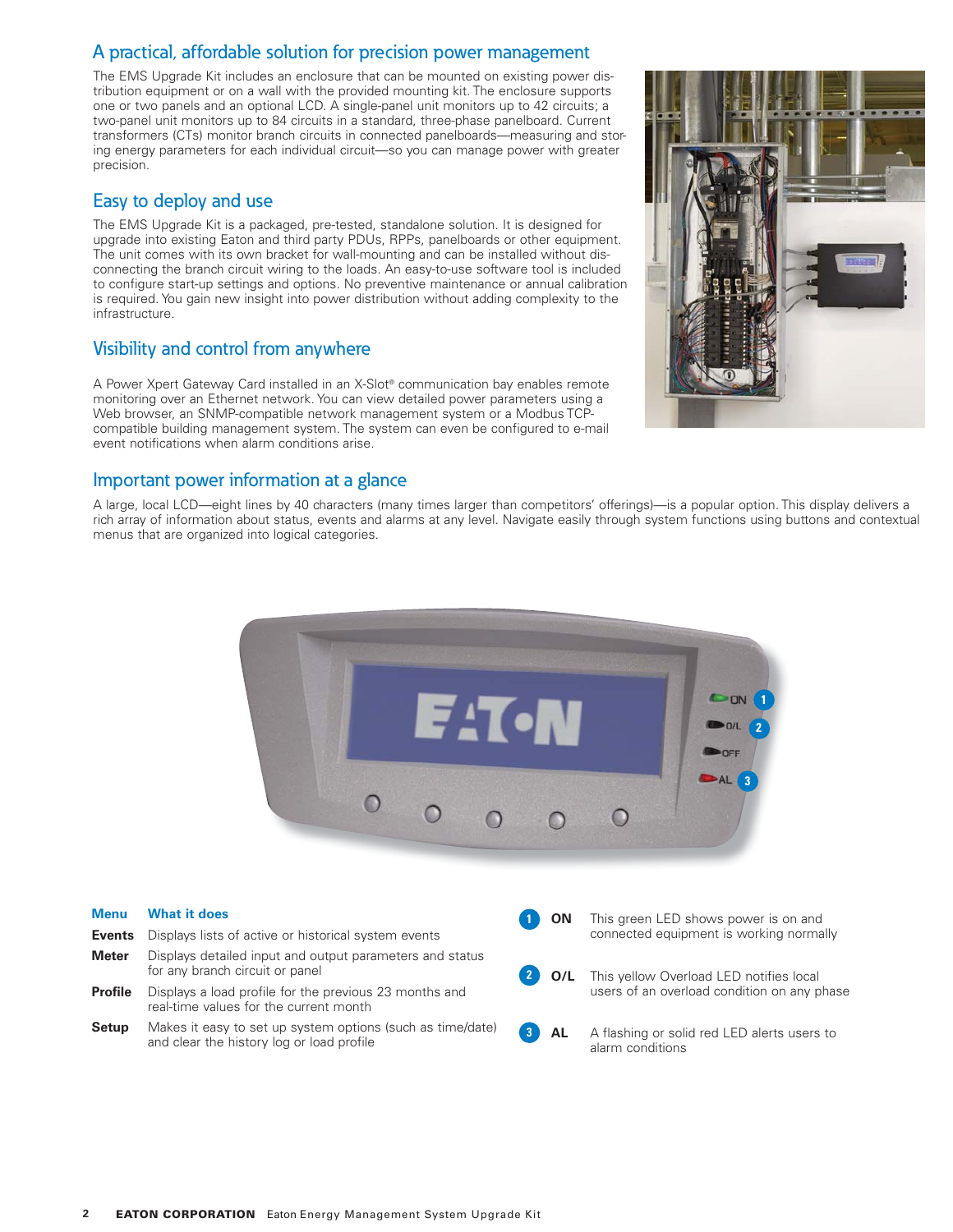## A practical, affordable solution for precision power management

The EMS Upgrade Kit includes an enclosure that can be mounted on existing power distribution equipment or on a wall with the provided mounting kit. The enclosure supports one or two panels and an optional LCD. A single-panel unit monitors up to 42 circuits; a two-panel unit monitors up to 84 circuits in a standard, three-phase panelboard. Current transformers (CTs) monitor branch circuits in connected panelboards—measuring and storing energy parameters for each individual circuit—so you can manage power with greater precision.

## Easy to deploy and use

The EMS Upgrade Kit is a packaged, pre-tested, standalone solution. It is designed for upgrade into existing Eaton and third party PDUs, RPPs, panelboards or other equipment. The unit comes with its own bracket for wall-mounting and can be installed without disconnecting the branch circuit wiring to the loads. An easy-to-use software tool is included to configure start-up settings and options. No preventive maintenance or annual calibration is required. You gain new insight into power distribution without adding complexity to the infrastructure.

## Visibility and control from anywhere

A Power Xpert Gateway Card installed in an X-Slot® communication bay enables remote monitoring over an Ethernet network. You can view detailed power parameters using a Web browser, an SNMP-compatible network management system or a Modbus TCP-compatible building management system. The system can even be configured to e-mail event notifications when alarm conditions arise.

## Important power information at a glance

A large, local LCD—eight lines by 40 characters (many times larger than competitors' offerings)—is a popular option. This display delivers a rich array of information about status, events and alarms at any level. Navigate easily through system functions using buttons and contextual menus that are organized into logical categories.

| Menu | What it does |
|---|---|
| **Events** | Displays lists of active or historical system events |
| **Meter** | Displays detailed input and output parameters and status for any branch circuit or panel |
| **Profile** | Displays a load profile for the previous 23 months and real-time values for the current month |
| **Setup** | Makes it easy to set up system options (such as time/date) and clear the history log or load profile |

1. **ON** — This green LED shows power is on and connected equipment is working normally
2. **O/L** — This yellow Overload LED notifies local users of an overload condition on any phase
3. **AL** — A flashing or solid red LED alerts users to alarm conditions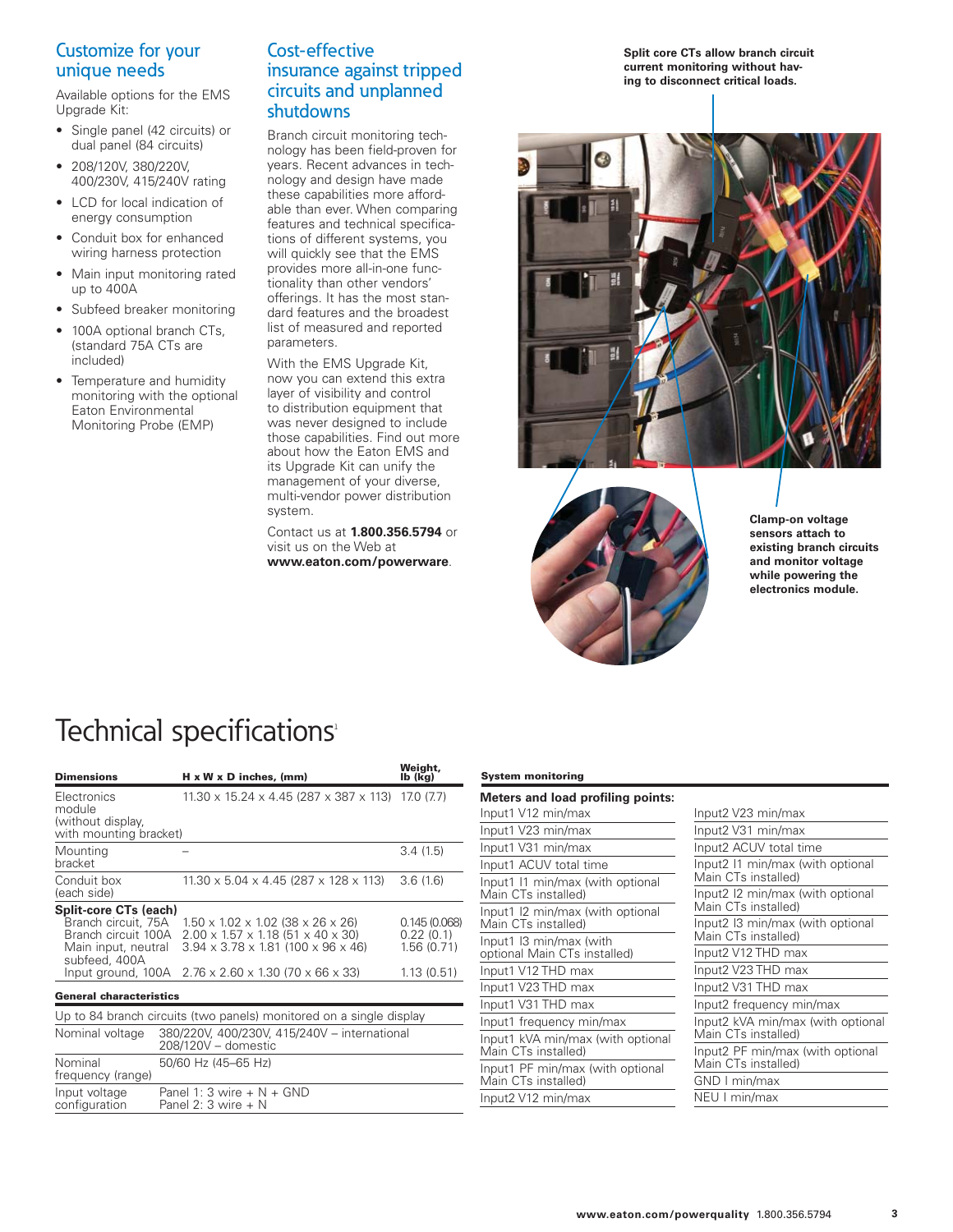## Customize for your unique needs

Available options for the EMS Upgrade Kit:

- Single panel (42 circuits) or dual panel (84 circuits)
- 208/120V, 380/220V, 400/230V, 415/240V rating
- LCD for local indication of energy consumption
- Conduit box for enhanced wiring harness protection
- Main input monitoring rated up to 400A
- Subfeed breaker monitoring
- 100A optional branch CTs, (standard 75A CTs are included)
- Temperature and humidity monitoring with the optional Eaton Environmental Monitoring Probe (EMP)

## Cost-effective insurance against tripped circuits and unplanned shutdowns

Branch circuit monitoring technology has been field-proven for years. Recent advances in technology and design have made these capabilities more affordable than ever. When comparing features and technical specifications of different systems, you will quickly see that the EMS provides more all-in-one functionality than other vendors' offerings. It has the most standard features and the broadest list of measured and reported parameters.

With the EMS Upgrade Kit, now you can extend this extra layer of visibility and control to distribution equipment that was never designed to include those capabilities. Find out more about how the Eaton EMS and its Upgrade Kit can unify the management of your diverse, multi-vendor power distribution system.

Contact us at **1.800.356.5794** or visit us on the Web at **www.eaton.com/powerware**.

**Split core CTs allow branch circuit current monitoring without having to disconnect critical loads.**

**Clamp-on voltage sensors attach to existing branch circuits and monitor voltage while powering the electronics module.**

# Technical specifications[1]

| Dimensions | H x W x D inches, (mm) | Weight, lb (kg) |
|---|---|---|
| Electronics module (without display, with mounting bracket) | 11.30 x 15.24 x 4.45 (287 x 387 x 113) | 17.0 (7.7) |
| Mounting bracket | – | 3.4 (1.5) |
| Conduit box (each side) | 11.30 x 5.04 x 4.45 (287 x 128 x 113) | 3.6 (1.6) |
| **Split-core CTs (each)** | | |
| Branch circuit, 75A | 1.50 x 1.02 x 1.02 (38 x 26 x 26) | 0.145 (0.068) |
| Branch circuit 100A | 2.00 x 1.57 x 1.18 (51 x 40 x 30) | 0.22 (0.1) |
| Main input, neutral subfeed, 400A | 3.94 x 3.78 x 1.81 (100 x 96 x 46) | 1.56 (0.71) |
| Input ground, 100A | 2.76 x 2.60 x 1.30 (70 x 66 x 33) | 1.13 (0.51) |

| General characteristics | |
|---|---|
| Up to 84 branch circuits (two panels) monitored on a single display | |
| Nominal voltage | 380/220V, 400/230V, 415/240V – international<br>208/120V – domestic |
| Nominal frequency (range) | 50/60 Hz (45–65 Hz) |
| Input voltage configuration | Panel 1: 3 wire + N + GND<br>Panel 2: 3 wire + N |

**System monitoring**

**Meters and load profiling points:**

| | |
|---|---|
| Input1 V12 min/max | Input2 V23 min/max |
| Input1 V23 min/max | Input2 V31 min/max |
| Input1 V31 min/max | Input2 ACUV total time |
| Input1 ACUV total time | Input2 I1 min/max (with optional Main CTs installed) |
| Input1 I1 min/max (with optional Main CTs installed) | Input2 I2 min/max (with optional Main CTs installed) |
| Input1 I2 min/max (with optional Main CTs installed) | Input2 I3 min/max (with optional Main CTs installed) |
| Input1 I3 min/max (with optional Main CTs installed) | Input2 V12 THD max |
| Input1 V12 THD max | Input2 V23 THD max |
| Input1 V23 THD max | Input2 V31 THD max |
| Input1 V31 THD max | Input2 frequency min/max |
| Input1 frequency min/max | Input2 kVA min/max (with optional Main CTs installed) |
| Input1 kVA min/max (with optional Main CTs installed) | Input2 PF min/max (with optional Main CTs installed) |
| Input1 PF min/max (with optional Main CTs installed) | GND I min/max |
| Input2 V12 min/max | NEU I min/max |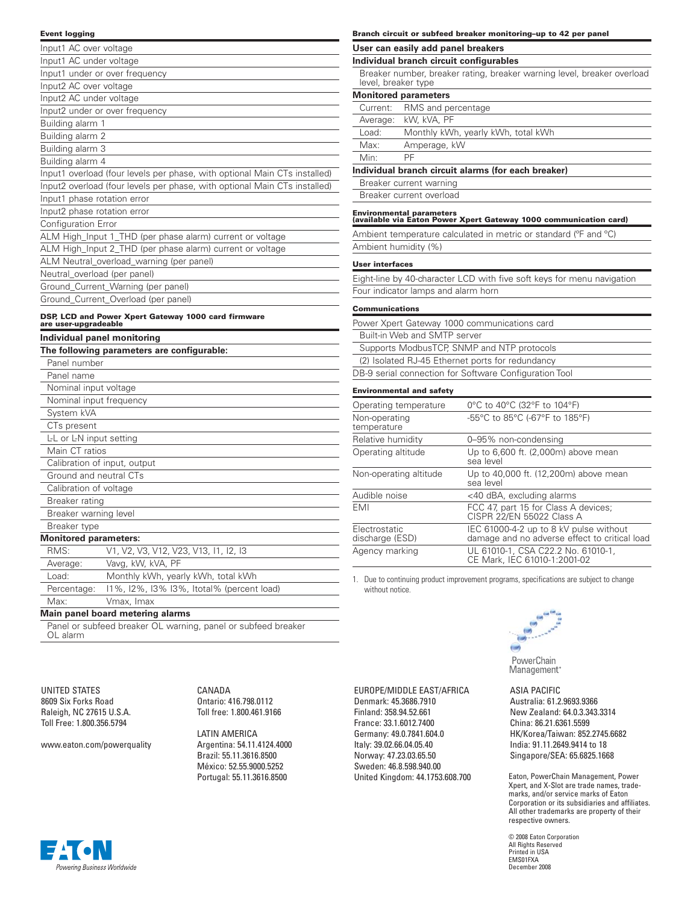### Event logging

- Input1 AC over voltage
- Input1 AC under voltage
- Input1 under or over frequency
- Input2 AC over voltage
- Input2 AC under voltage
- Input2 under or over frequency
- Building alarm 1
- Building alarm 2
- Building alarm 3
- Building alarm 4
- Input1 overload (four levels per phase, with optional Main CTs installed)
- Input2 overload (four levels per phase, with optional Main CTs installed)
- Input1 phase rotation error
- Input2 phase rotation error
- Configuration Error
- ALM High_Input 1_THD (per phase alarm) current or voltage
- ALM High_Input 2_THD (per phase alarm) current or voltage
- ALM Neutral_overload_warning (per panel)
- Neutral_overload (per panel)
- Ground_Current_Warning (per panel)
- Ground_Current_Overload (per panel)

### DSP, LCD and Power Xpert Gateway 1000 card firmware are user-upgradeable

**Individual panel monitoring**

**The following parameters are configurable:**

- Panel number
- Panel name
- Nominal input voltage
- Nominal input frequency
- System kVA
- CTs present
- L-L or L-N input setting
- Main CT ratios
- Calibration of input, output
- Ground and neutral CTs
- Calibration of voltage
- Breaker rating
- Breaker warning level
- Breaker type

**Monitored parameters:**

| | |
|---|---|
| RMS: | V1, V2, V3, V12, V23, V13, I1, I2, I3 |
| Average: | Vavg, kW, kVA, PF |
| Load: | Monthly kWh, yearly kWh, total kWh |
| Percentage: | I1%, I2%, I3% I3%, Itotal% (percent load) |
| Max: | Vmax, Imax |

**Main panel board metering alarms**

- Panel or subfeed breaker OL warning, panel or subfeed breaker OL alarm

### Branch circuit or subfeed breaker monitoring–up to 42 per panel

**User can easily add panel breakers**

**Individual branch circuit configurables**

- Breaker number, breaker rating, breaker warning level, breaker overload level, breaker type

**Monitored parameters**

| | |
|---|---|
| Current: | RMS and percentage |
| Average: | kW, kVA, PF |
| Load: | Monthly kWh, yearly kWh, total kWh |
| Max: | Amperage, kW |
| Min: | PF |

**Individual branch circuit alarms (for each breaker)**

- Breaker current warning
- Breaker current overload

### Environmental parameters (available via Eaton Power Xpert Gateway 1000 communication card)

- Ambient temperature calculated in metric or standard (ºF and ºC)
- Ambient humidity (%)

### User interfaces

- Eight-line by 40-character LCD with five soft keys for menu navigation
- Four indicator lamps and alarm horn

### Communications

- Power Xpert Gateway 1000 communications card
  - Built-in Web and SMTP server
  - Supports ModbusTCP, SNMP and NTP protocols
  - (2) Isolated RJ-45 Ethernet ports for redundancy
- DB-9 serial connection for Software Configuration Tool

### Environmental and safety

| | |
|---|---|
| Operating temperature | 0°C to 40°C (32°F to 104°F) |
| Non-operating temperature | -55°C to 85°C (-67°F to 185°F) |
| Relative humidity | 0–95% non-condensing |
| Operating altitude | Up to 6,600 ft. (2,000m) above mean sea level |
| Non-operating altitude | Up to 40,000 ft. (12,200m) above mean sea level |
| Audible noise | <40 dBA, excluding alarms |
| EMI | FCC 47, part 15 for Class A devices; CISPR 22/EN 55022 Class A |
| Electrostatic discharge (ESD) | IEC 61000-4-2 up to 8 kV pulse without damage and no adverse effect to critical load |
| Agency marking | UL 61010-1, CSA C22.2 No. 61010-1, CE Mark, IEC 61010-1:2001-02 |

1. Due to continuing product improvement programs, specifications are subject to change without notice.

PowerChain Management®

UNITED STATES
8609 Six Forks Road
Raleigh, NC 27615 U.S.A.
Toll Free: 1.800.356.5794

www.eaton.com/powerquality

CANADA
Ontario: 416.798.0112
Toll free: 1.800.461.9166

LATIN AMERICA
Argentina: 54.11.4124.4000
Brazil: 55.11.3616.8500
México: 52.55.9000.5252
Portugal: 55.11.3616.8500

EUROPE/MIDDLE EAST/AFRICA
Denmark: 45.3686.7910
Finland: 358.94.52.661
France: 33.1.6012.7400
Germany: 49.0.7841.604.0
Italy: 39.02.66.04.05.40
Norway: 47.23.03.65.50
Sweden: 46.8.598.940.00
United Kingdom: 44.1753.608.700

ASIA PACIFIC
Australia: 61.2.9693.9366
New Zealand: 64.0.3.343.3314
China: 86.21.6361.5599
HK/Korea/Taiwan: 852.2745.6682
India: 91.11.2649.9414 to 18
Singapore/SEA: 65.6825.1668

Eaton, PowerChain Management, Power Xpert, and X-Slot are trade names, trademarks, and/or service marks of Eaton Corporation or its subsidiaries and affiliates. All other trademarks are property of their respective owners.

© 2008 Eaton Corporation
All Rights Reserved
Printed in USA
EMS01FXA
December 2008

EATON
Powering Business Worldwide